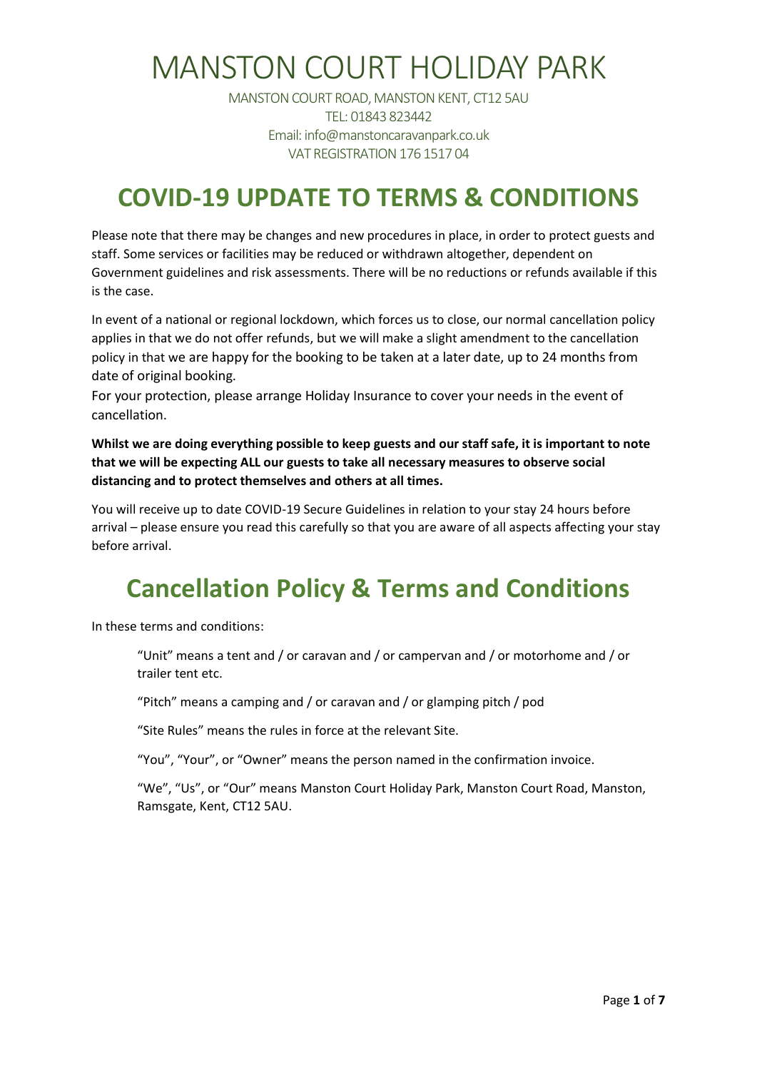# MANSTON COURT HOLIDAY PARK

MANSTON COURT ROAD, MANSTON KENT, CT12 5AU
TEL: 01843 823442
Email: info@manstoncaravanpark.co.uk
VAT REGISTRATION 176 1517 04

## COVID-19 UPDATE TO TERMS & CONDITIONS

Please note that there may be changes and new procedures in place, in order to protect guests and staff. Some services or facilities may be reduced or withdrawn altogether, dependent on Government guidelines and risk assessments. There will be no reductions or refunds available if this is the case.

In event of a national or regional lockdown, which forces us to close, our normal cancellation policy applies in that we do not offer refunds, but we will make a slight amendment to the cancellation policy in that we are happy for the booking to be taken at a later date, up to 24 months from date of original booking.
For your protection, please arrange Holiday Insurance to cover your needs in the event of cancellation.

**Whilst we are doing everything possible to keep guests and our staff safe, it is important to note that we will be expecting ALL our guests to take all necessary measures to observe social distancing and to protect themselves and others at all times.**

You will receive up to date COVID-19 Secure Guidelines in relation to your stay 24 hours before arrival – please ensure you read this carefully so that you are aware of all aspects affecting your stay before arrival.

## Cancellation Policy & Terms and Conditions

In these terms and conditions:

"Unit" means a tent and / or caravan and / or campervan and / or motorhome and / or trailer tent etc.

"Pitch" means a camping and / or caravan and / or glamping pitch / pod

"Site Rules" means the rules in force at the relevant Site.

"You", "Your", or "Owner" means the person named in the confirmation invoice.

"We", "Us", or "Our" means Manston Court Holiday Park, Manston Court Road, Manston, Ramsgate, Kent, CT12 5AU.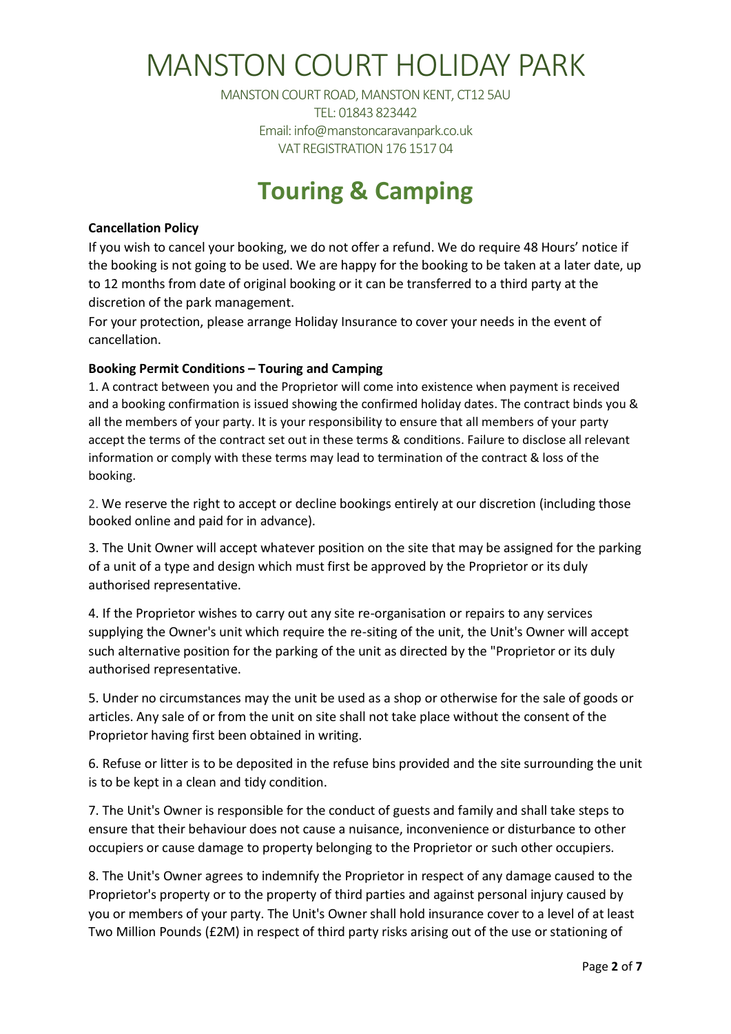# MANSTON COURT HOLIDAY PARK

MANSTON COURT ROAD, MANSTON KENT, CT12 5AU
TEL: 01843 823442
Email: info@manstoncaravanpark.co.uk
VAT REGISTRATION 176 1517 04

## Touring & Camping

**Cancellation Policy**

If you wish to cancel your booking, we do not offer a refund. We do require 48 Hours' notice if the booking is not going to be used. We are happy for the booking to be taken at a later date, up to 12 months from date of original booking or it can be transferred to a third party at the discretion of the park management.

For your protection, please arrange Holiday Insurance to cover your needs in the event of cancellation.

**Booking Permit Conditions – Touring and Camping**

1. A contract between you and the Proprietor will come into existence when payment is received and a booking confirmation is issued showing the confirmed holiday dates. The contract binds you & all the members of your party. It is your responsibility to ensure that all members of your party accept the terms of the contract set out in these terms & conditions. Failure to disclose all relevant information or comply with these terms may lead to termination of the contract & loss of the booking.

2. We reserve the right to accept or decline bookings entirely at our discretion (including those booked online and paid for in advance).

3. The Unit Owner will accept whatever position on the site that may be assigned for the parking of a unit of a type and design which must first be approved by the Proprietor or its duly authorised representative.

4. If the Proprietor wishes to carry out any site re-organisation or repairs to any services supplying the Owner's unit which require the re-siting of the unit, the Unit's Owner will accept such alternative position for the parking of the unit as directed by the "Proprietor or its duly authorised representative.

5. Under no circumstances may the unit be used as a shop or otherwise for the sale of goods or articles. Any sale of or from the unit on site shall not take place without the consent of the Proprietor having first been obtained in writing.

6. Refuse or litter is to be deposited in the refuse bins provided and the site surrounding the unit is to be kept in a clean and tidy condition.

7. The Unit's Owner is responsible for the conduct of guests and family and shall take steps to ensure that their behaviour does not cause a nuisance, inconvenience or disturbance to other occupiers or cause damage to property belonging to the Proprietor or such other occupiers.

8. The Unit's Owner agrees to indemnify the Proprietor in respect of any damage caused to the Proprietor's property or to the property of third parties and against personal injury caused by you or members of your party. The Unit's Owner shall hold insurance cover to a level of at least Two Million Pounds (£2M) in respect of third party risks arising out of the use or stationing of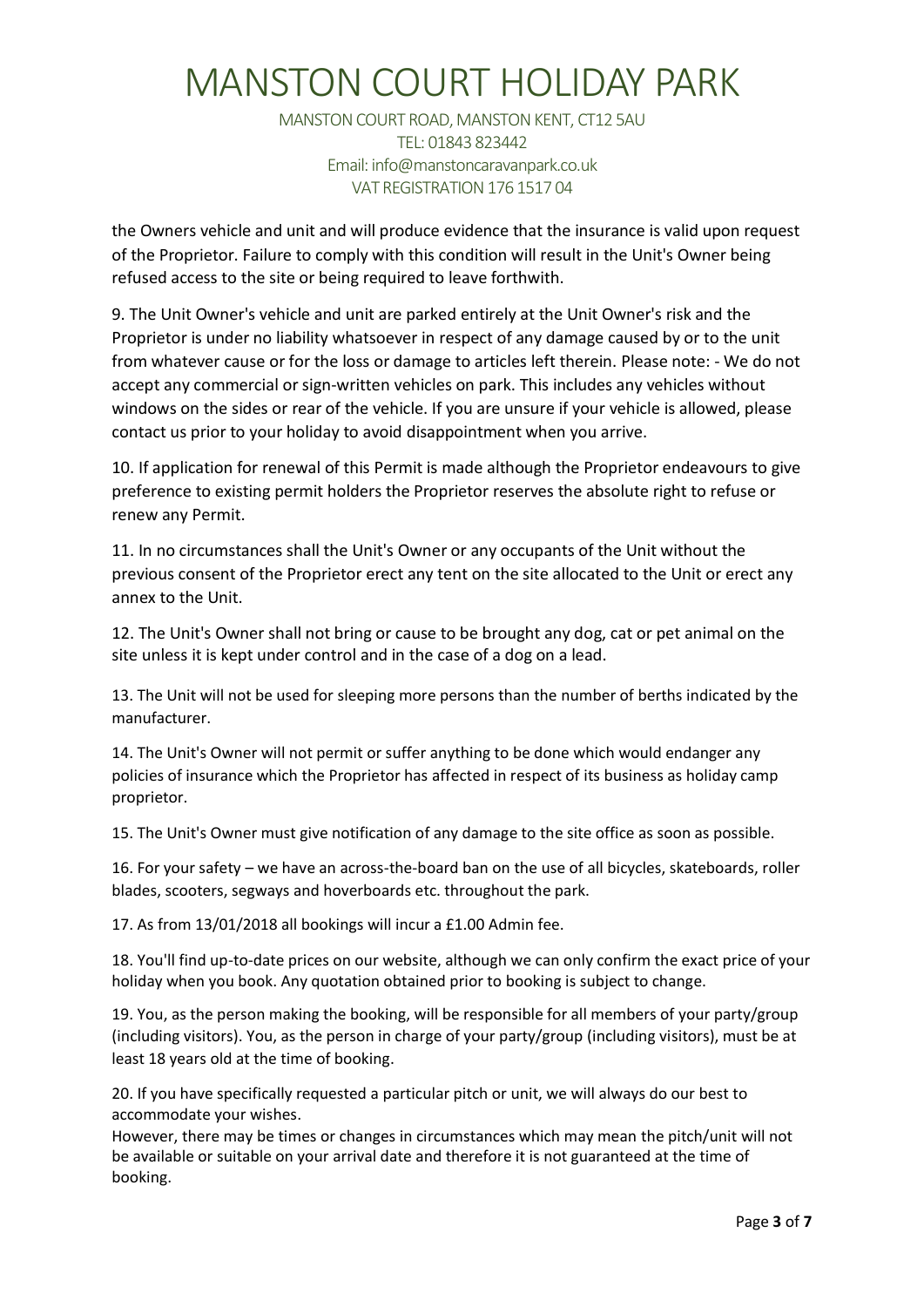the Owners vehicle and unit and will produce evidence that the insurance is valid upon request of the Proprietor. Failure to comply with this condition will result in the Unit's Owner being refused access to the site or being required to leave forthwith.

9. The Unit Owner's vehicle and unit are parked entirely at the Unit Owner's risk and the Proprietor is under no liability whatsoever in respect of any damage caused by or to the unit from whatever cause or for the loss or damage to articles left therein. Please note: - We do not accept any commercial or sign-written vehicles on park. This includes any vehicles without windows on the sides or rear of the vehicle. If you are unsure if your vehicle is allowed, please contact us prior to your holiday to avoid disappointment when you arrive.

10. If application for renewal of this Permit is made although the Proprietor endeavours to give preference to existing permit holders the Proprietor reserves the absolute right to refuse or renew any Permit.

11. In no circumstances shall the Unit's Owner or any occupants of the Unit without the previous consent of the Proprietor erect any tent on the site allocated to the Unit or erect any annex to the Unit.

12. The Unit's Owner shall not bring or cause to be brought any dog, cat or pet animal on the site unless it is kept under control and in the case of a dog on a lead.

13. The Unit will not be used for sleeping more persons than the number of berths indicated by the manufacturer.

14. The Unit's Owner will not permit or suffer anything to be done which would endanger any policies of insurance which the Proprietor has affected in respect of its business as holiday camp proprietor.

15. The Unit's Owner must give notification of any damage to the site office as soon as possible.

16. For your safety – we have an across-the-board ban on the use of all bicycles, skateboards, roller blades, scooters, segways and hoverboards etc. throughout the park.

17. As from 13/01/2018 all bookings will incur a £1.00 Admin fee.

18. You'll find up-to-date prices on our website, although we can only confirm the exact price of your holiday when you book. Any quotation obtained prior to booking is subject to change.

19. You, as the person making the booking, will be responsible for all members of your party/group (including visitors). You, as the person in charge of your party/group (including visitors), must be at least 18 years old at the time of booking.

20. If you have specifically requested a particular pitch or unit, we will always do our best to accommodate your wishes.
However, there may be times or changes in circumstances which may mean the pitch/unit will not be available or suitable on your arrival date and therefore it is not guaranteed at the time of booking.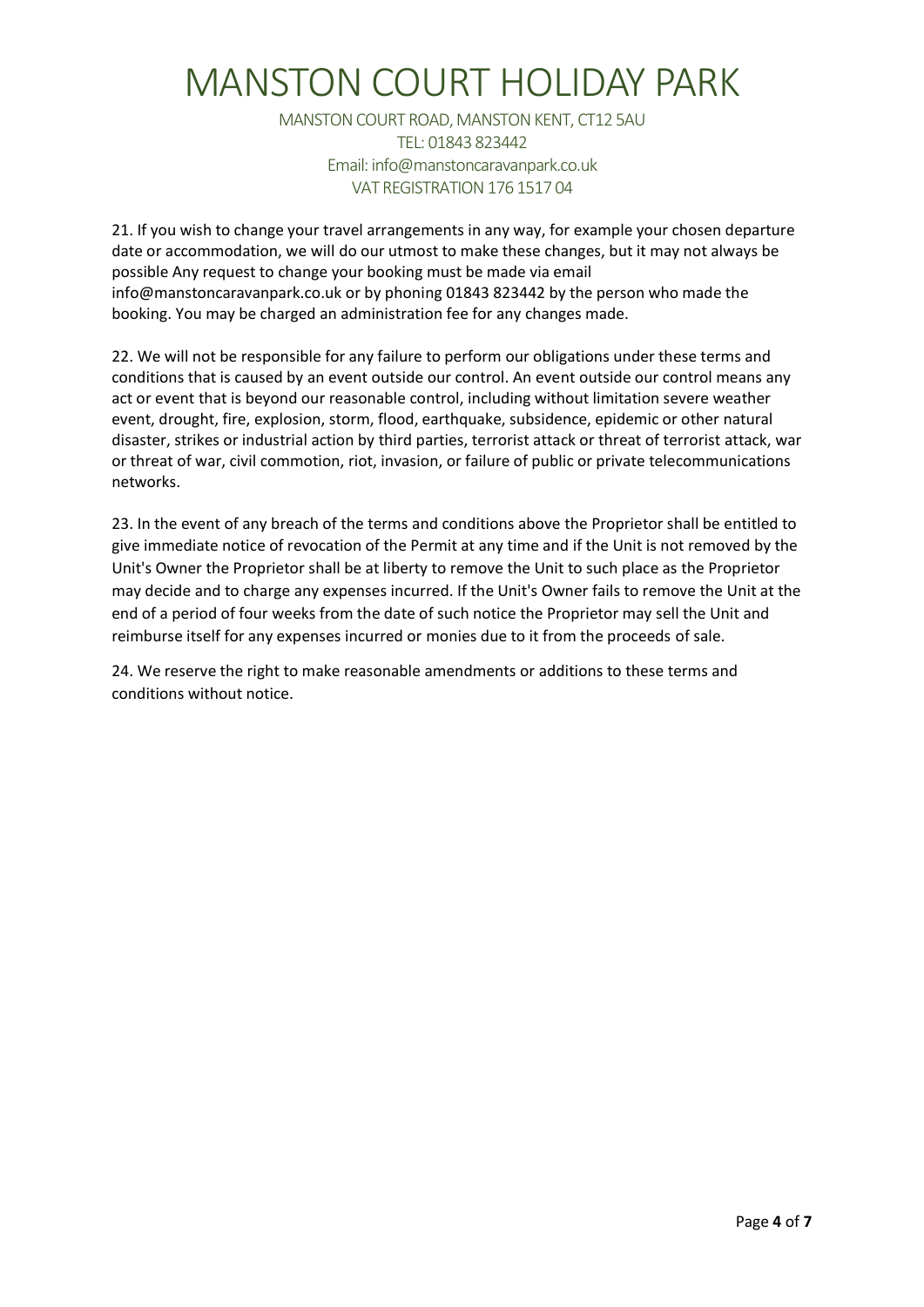# MANSTON COURT HOLIDAY PARK

MANSTON COURT ROAD, MANSTON KENT, CT12 5AU
TEL: 01843 823442
Email: info@manstoncaravanpark.co.uk
VAT REGISTRATION 176 1517 04

21. If you wish to change your travel arrangements in any way, for example your chosen departure date or accommodation, we will do our utmost to make these changes, but it may not always be possible Any request to change your booking must be made via email info@manstoncaravanpark.co.uk or by phoning 01843 823442 by the person who made the booking. You may be charged an administration fee for any changes made.

22. We will not be responsible for any failure to perform our obligations under these terms and conditions that is caused by an event outside our control. An event outside our control means any act or event that is beyond our reasonable control, including without limitation severe weather event, drought, fire, explosion, storm, flood, earthquake, subsidence, epidemic or other natural disaster, strikes or industrial action by third parties, terrorist attack or threat of terrorist attack, war or threat of war, civil commotion, riot, invasion, or failure of public or private telecommunications networks.

23. In the event of any breach of the terms and conditions above the Proprietor shall be entitled to give immediate notice of revocation of the Permit at any time and if the Unit is not removed by the Unit's Owner the Proprietor shall be at liberty to remove the Unit to such place as the Proprietor may decide and to charge any expenses incurred. If the Unit's Owner fails to remove the Unit at the end of a period of four weeks from the date of such notice the Proprietor may sell the Unit and reimburse itself for any expenses incurred or monies due to it from the proceeds of sale.

24. We reserve the right to make reasonable amendments or additions to these terms and conditions without notice.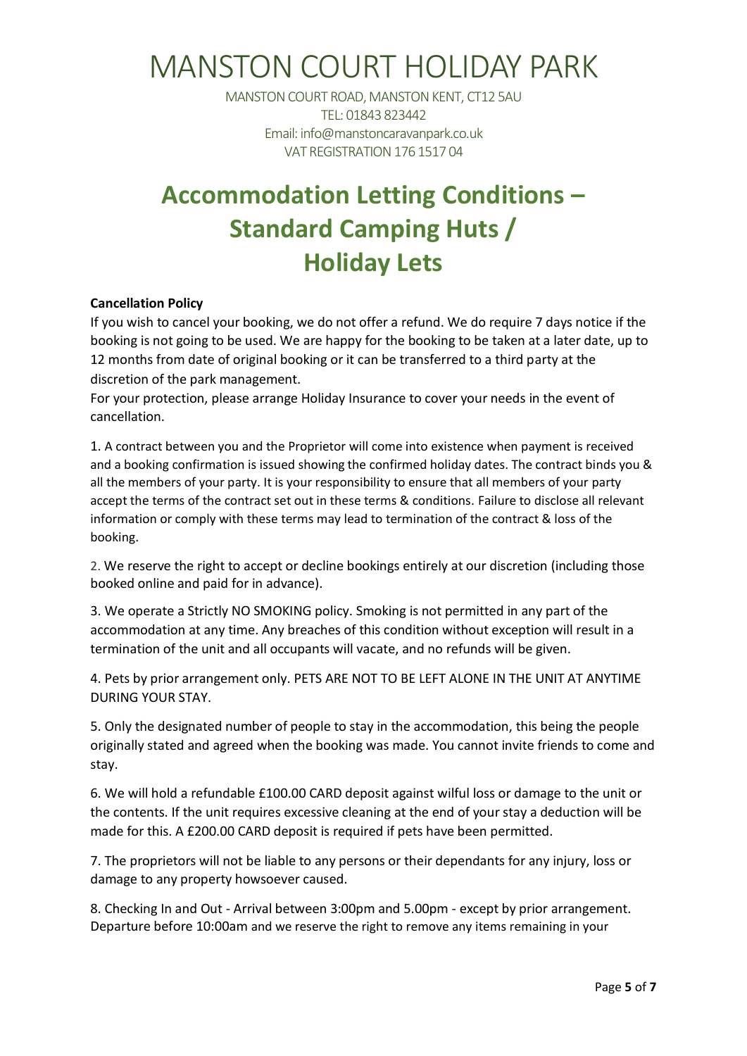# MANSTON COURT HOLIDAY PARK

MANSTON COURT ROAD, MANSTON KENT, CT12 5AU
TEL: 01843 823442
Email: info@manstoncaravanpark.co.uk
VAT REGISTRATION 176 1517 04

# Accommodation Letting Conditions – Standard Camping Huts / Holiday Lets

**Cancellation Policy**

If you wish to cancel your booking, we do not offer a refund. We do require 7 days notice if the booking is not going to be used. We are happy for the booking to be taken at a later date, up to 12 months from date of original booking or it can be transferred to a third party at the discretion of the park management.

For your protection, please arrange Holiday Insurance to cover your needs in the event of cancellation.

1. A contract between you and the Proprietor will come into existence when payment is received and a booking confirmation is issued showing the confirmed holiday dates. The contract binds you & all the members of your party. It is your responsibility to ensure that all members of your party accept the terms of the contract set out in these terms & conditions. Failure to disclose all relevant information or comply with these terms may lead to termination of the contract & loss of the booking.

2. We reserve the right to accept or decline bookings entirely at our discretion (including those booked online and paid for in advance).

3. We operate a Strictly NO SMOKING policy. Smoking is not permitted in any part of the accommodation at any time. Any breaches of this condition without exception will result in a termination of the unit and all occupants will vacate, and no refunds will be given.

4. Pets by prior arrangement only. PETS ARE NOT TO BE LEFT ALONE IN THE UNIT AT ANYTIME DURING YOUR STAY.

5. Only the designated number of people to stay in the accommodation, this being the people originally stated and agreed when the booking was made. You cannot invite friends to come and stay.

6. We will hold a refundable £100.00 CARD deposit against wilful loss or damage to the unit or the contents. If the unit requires excessive cleaning at the end of your stay a deduction will be made for this. A £200.00 CARD deposit is required if pets have been permitted.

7. The proprietors will not be liable to any persons or their dependants for any injury, loss or damage to any property howsoever caused.

8. Checking In and Out - Arrival between 3:00pm and 5.00pm - except by prior arrangement. Departure before 10:00am and we reserve the right to remove any items remaining in your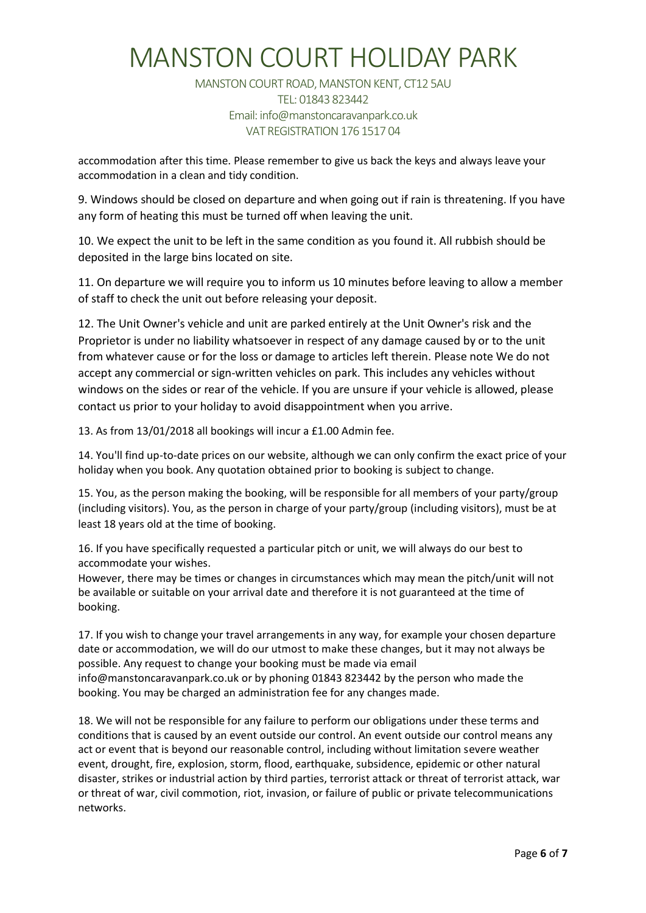accommodation after this time. Please remember to give us back the keys and always leave your accommodation in a clean and tidy condition.

9. Windows should be closed on departure and when going out if rain is threatening. If you have any form of heating this must be turned off when leaving the unit.

10. We expect the unit to be left in the same condition as you found it. All rubbish should be deposited in the large bins located on site.

11. On departure we will require you to inform us 10 minutes before leaving to allow a member of staff to check the unit out before releasing your deposit.

12. The Unit Owner's vehicle and unit are parked entirely at the Unit Owner's risk and the Proprietor is under no liability whatsoever in respect of any damage caused by or to the unit from whatever cause or for the loss or damage to articles left therein. Please note We do not accept any commercial or sign-written vehicles on park. This includes any vehicles without windows on the sides or rear of the vehicle. If you are unsure if your vehicle is allowed, please contact us prior to your holiday to avoid disappointment when you arrive.

13. As from 13/01/2018 all bookings will incur a £1.00 Admin fee.

14. You'll find up-to-date prices on our website, although we can only confirm the exact price of your holiday when you book. Any quotation obtained prior to booking is subject to change.

15. You, as the person making the booking, will be responsible for all members of your party/group (including visitors). You, as the person in charge of your party/group (including visitors), must be at least 18 years old at the time of booking.

16. If you have specifically requested a particular pitch or unit, we will always do our best to accommodate your wishes.
However, there may be times or changes in circumstances which may mean the pitch/unit will not be available or suitable on your arrival date and therefore it is not guaranteed at the time of booking.

17. If you wish to change your travel arrangements in any way, for example your chosen departure date or accommodation, we will do our utmost to make these changes, but it may not always be possible. Any request to change your booking must be made via email info@manstoncaravanpark.co.uk or by phoning 01843 823442 by the person who made the booking. You may be charged an administration fee for any changes made.

18. We will not be responsible for any failure to perform our obligations under these terms and conditions that is caused by an event outside our control. An event outside our control means any act or event that is beyond our reasonable control, including without limitation severe weather event, drought, fire, explosion, storm, flood, earthquake, subsidence, epidemic or other natural disaster, strikes or industrial action by third parties, terrorist attack or threat of terrorist attack, war or threat of war, civil commotion, riot, invasion, or failure of public or private telecommunications networks.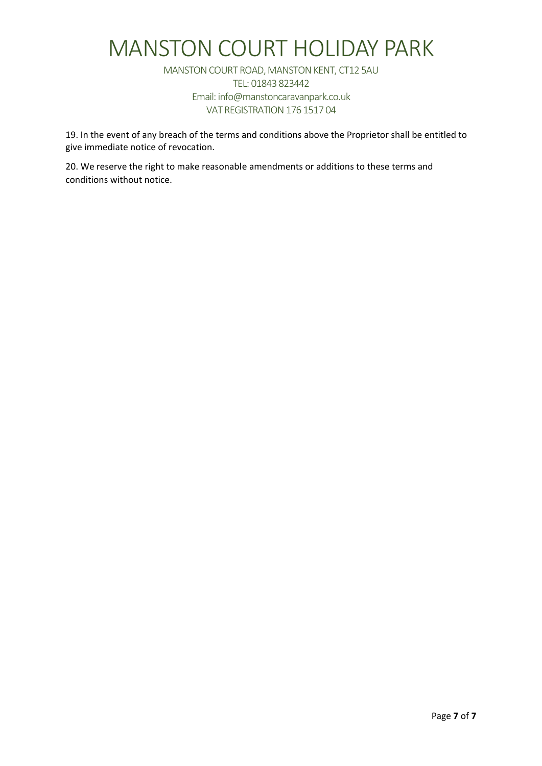19. In the event of any breach of the terms and conditions above the Proprietor shall be entitled to give immediate notice of revocation.

20. We reserve the right to make reasonable amendments or additions to these terms and conditions without notice.